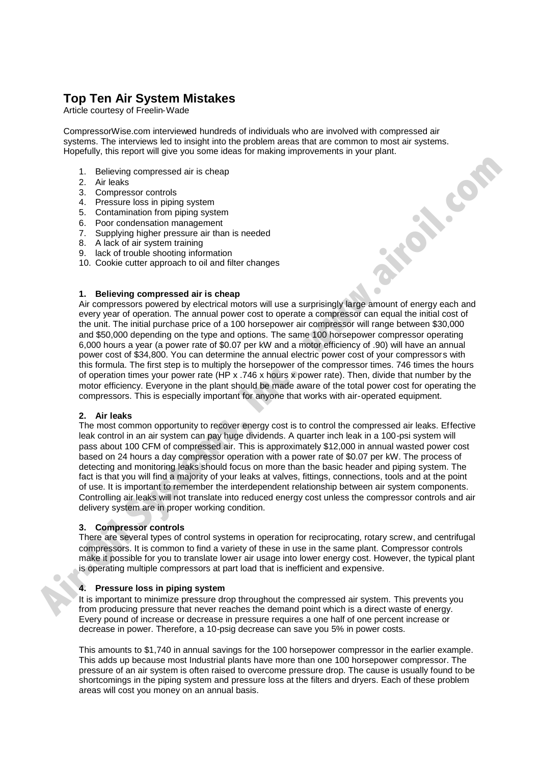# Top Ten Air System Mistakes

Article courtesy of Freelin-Wade

CompressorWise.com interviewed hundreds of individuals who are involved with compressed air systems. The interviews led to insight into the problem areas that are common to most air systems. Hopefully, this report will give you some ideas for making improvements in your plant.

1. Believing compressed air is cheap
2. Air leaks
3. Compressor controls
4. Pressure loss in piping system
5. Contamination from piping system
6. Poor condensation management
7. Supplying higher pressure air than is needed
8. A lack of air system training
9. lack of trouble shooting information
10. Cookie cutter approach to oil and filter changes

### 1. Believing compressed air is cheap

Air compressors powered by electrical motors will use a surprisingly large amount of energy each and every year of operation. The annual power cost to operate a compressor can equal the initial cost of the unit. The initial purchase price of a 100 horsepower air compressor will range between $30,000 and $50,000 depending on the type and options. The same 100 horsepower compressor operating 6,000 hours a year (a power rate of $0.07 per kW and a motor efficiency of .90) will have an annual power cost of $34,800. You can determine the annual electric power cost of your compressors with this formula. The first step is to multiply the horsepower of the compressor times. 746 times the hours of operation times your power rate (HP x .746 x hours x power rate). Then, divide that number by the motor efficiency. Everyone in the plant should be made aware of the total power cost for operating the compressors. This is especially important for anyone that works with air-operated equipment.

### 2. Air leaks

The most common opportunity to recover energy cost is to control the compressed air leaks. Effective leak control in an air system can pay huge dividends. A quarter inch leak in a 100-psi system will pass about 100 CFM of compressed air. This is approximately $12,000 in annual wasted power cost based on 24 hours a day compressor operation with a power rate of $0.07 per kW. The process of detecting and monitoring leaks should focus on more than the basic header and piping system. The fact is that you will find a majority of your leaks at valves, fittings, connections, tools and at the point of use. It is important to remember the interdependent relationship between air system components. Controlling air leaks will not translate into reduced energy cost unless the compressor controls and air delivery system are in proper working condition.

### 3. Compressor controls

There are several types of control systems in operation for reciprocating, rotary screw, and centrifugal compressors. It is common to find a variety of these in use in the same plant. Compressor controls make it possible for you to translate lower air usage into lower energy cost. However, the typical plant is operating multiple compressors at part load that is inefficient and expensive.

### 4. Pressure loss in piping system

It is important to minimize pressure drop throughout the compressed air system. This prevents you from producing pressure that never reaches the demand point which is a direct waste of energy. Every pound of increase or decrease in pressure requires a one half of one percent increase or decrease in power. Therefore, a 10-psig decrease can save you 5% in power costs.

This amounts to $1,740 in annual savings for the 100 horsepower compressor in the earlier example. This adds up because most Industrial plants have more than one 100 horsepower compressor. The pressure of an air system is often raised to overcome pressure drop. The cause is usually found to be shortcomings in the piping system and pressure loss at the filters and dryers. Each of these problem areas will cost you money on an annual basis.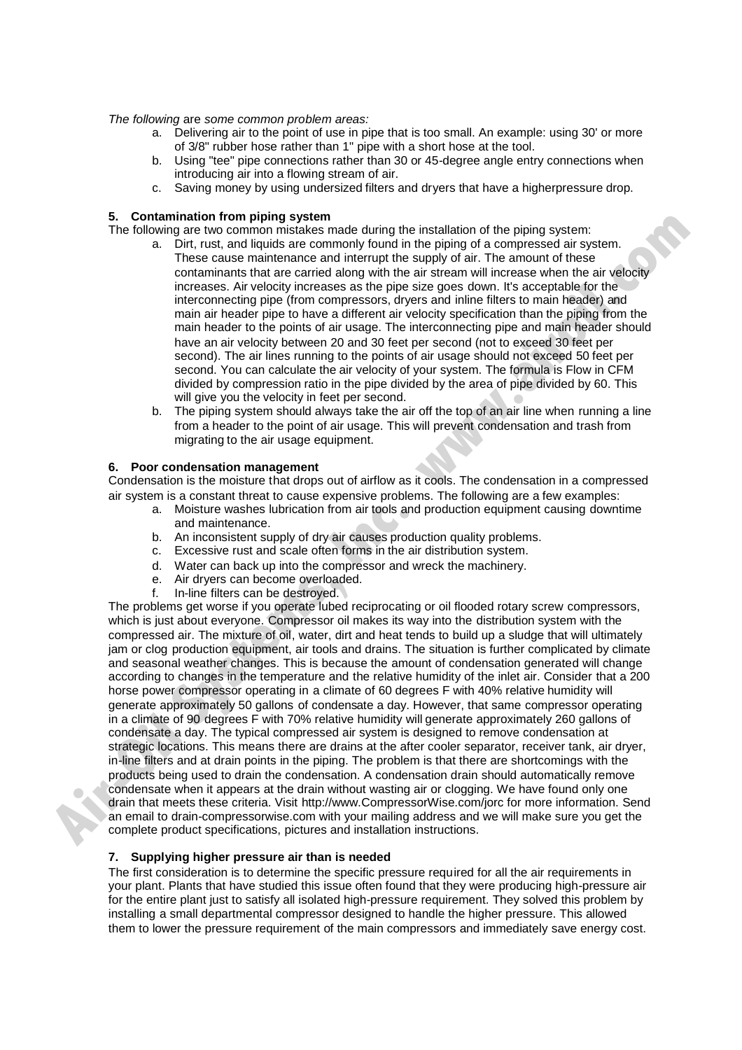*The following* are *some common problem areas:*

a. Delivering air to the point of use in pipe that is too small. An example: using 30' or more of 3/8" rubber hose rather than 1" pipe with a short hose at the tool.
b. Using "tee" pipe connections rather than 30 or 45-degree angle entry connections when introducing air into a flowing stream of air.
c. Saving money by using undersized filters and dryers that have a higherpressure drop.

### 5. Contamination from piping system

The following are two common mistakes made during the installation of the piping system:

a. Dirt, rust, and liquids are commonly found in the piping of a compressed air system. These cause maintenance and interrupt the supply of air. The amount of these contaminants that are carried along with the air stream will increase when the air velocity increases. Air velocity increases as the pipe size goes down. It's acceptable for the interconnecting pipe (from compressors, dryers and inline filters to main header) and main air header pipe to have a different air velocity specification than the piping from the main header to the points of air usage. The interconnecting pipe and main header should have an air velocity between 20 and 30 feet per second (not to exceed 30 feet per second). The air lines running to the points of air usage should not exceed 50 feet per second. You can calculate the air velocity of your system. The formula is Flow in CFM divided by compression ratio in the pipe divided by the area of pipe divided by 60. This will give you the velocity in feet per second.
b. The piping system should always take the air off the top of an air line when running a line from a header to the point of air usage. This will prevent condensation and trash from migrating to the air usage equipment.

### 6. Poor condensation management

Condensation is the moisture that drops out of airflow as it cools. The condensation in a compressed air system is a constant threat to cause expensive problems. The following are a few examples:

a. Moisture washes lubrication from air tools and production equipment causing downtime and maintenance.
b. An inconsistent supply of dry air causes production quality problems.
c. Excessive rust and scale often forms in the air distribution system.
d. Water can back up into the compressor and wreck the machinery.
e. Air dryers can become overloaded.
f. In-line filters can be destroyed.

The problems get worse if you operate lubed reciprocating or oil flooded rotary screw compressors, which is just about everyone. Compressor oil makes its way into the distribution system with the compressed air. The mixture of oil, water, dirt and heat tends to build up a sludge that will ultimately jam or clog production equipment, air tools and drains. The situation is further complicated by climate and seasonal weather changes. This is because the amount of condensation generated will change according to changes in the temperature and the relative humidity of the inlet air. Consider that a 200 horse power compressor operating in a climate of 60 degrees F with 40% relative humidity will generate approximately 50 gallons of condensate a day. However, that same compressor operating in a climate of 90 degrees F with 70% relative humidity will generate approximately 260 gallons of condensate a day. The typical compressed air system is designed to remove condensation at strategic locations. This means there are drains at the after cooler separator, receiver tank, air dryer, in-line filters and at drain points in the piping. The problem is that there are shortcomings with the products being used to drain the condensation. A condensation drain should automatically remove condensate when it appears at the drain without wasting air or clogging. We have found only one drain that meets these criteria. Visit http://www.CompressorWise.com/jorc for more information. Send an email to drain-compressorwise.com with your mailing address and we will make sure you get the complete product specifications, pictures and installation instructions.

### 7. Supplying higher pressure air than is needed

The first consideration is to determine the specific pressure required for all the air requirements in your plant. Plants that have studied this issue often found that they were producing high-pressure air for the entire plant just to satisfy all isolated high-pressure requirement. They solved this problem by installing a small departmental compressor designed to handle the higher pressure. This allowed them to lower the pressure requirement of the main compressors and immediately save energy cost.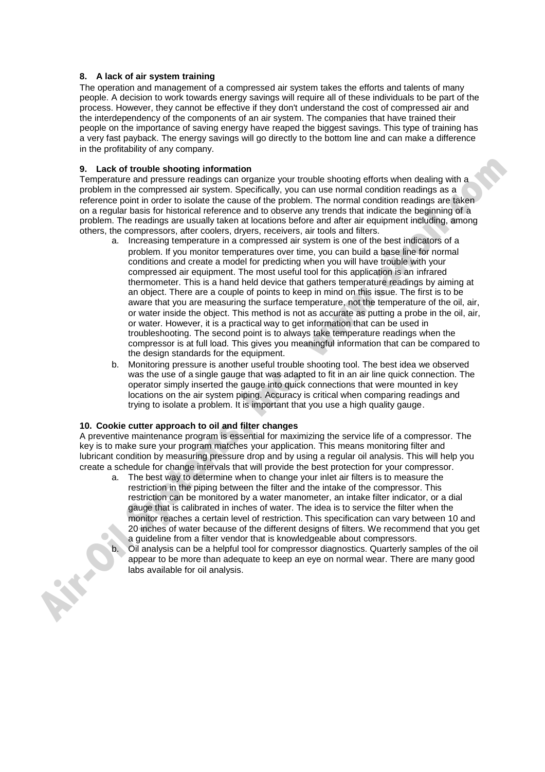### 8. A lack of air system training

The operation and management of a compressed air system takes the efforts and talents of many people. A decision to work towards energy savings will require all of these individuals to be part of the process. However, they cannot be effective if they don't understand the cost of compressed air and the interdependency of the components of an air system. The companies that have trained their people on the importance of saving energy have reaped the biggest savings. This type of training has a very fast payback. The energy savings will go directly to the bottom line and can make a difference in the profitability of any company.

### 9. Lack of trouble shooting information

Temperature and pressure readings can organize your trouble shooting efforts when dealing with a problem in the compressed air system. Specifically, you can use normal condition readings as a reference point in order to isolate the cause of the problem. The normal condition readings are taken on a regular basis for historical reference and to observe any trends that indicate the beginning of a problem. The readings are usually taken at locations before and after air equipment including, among others, the compressors, after coolers, dryers, receivers, air tools and filters.

a. Increasing temperature in a compressed air system is one of the best indicators of a problem. If you monitor temperatures over time, you can build a base line for normal conditions and create a model for predicting when you will have trouble with your compressed air equipment. The most useful tool for this application is an infrared thermometer. This is a hand held device that gathers temperature readings by aiming at an object. There are a couple of points to keep in mind on this issue. The first is to be aware that you are measuring the surface temperature, not the temperature of the oil, air, or water inside the object. This method is not as accurate as putting a probe in the oil, air, or water. However, it is a practical way to get information that can be used in troubleshooting. The second point is to always take temperature readings when the compressor is at full load. This gives you meaningful information that can be compared to the design standards for the equipment.
b. Monitoring pressure is another useful trouble shooting tool. The best idea we observed was the use of a single gauge that was adapted to fit in an air line quick connection. The operator simply inserted the gauge into quick connections that were mounted in key locations on the air system piping. Accuracy is critical when comparing readings and trying to isolate a problem. It is important that you use a high quality gauge.

### 10. Cookie cutter approach to oil and filter changes

A preventive maintenance program is essential for maximizing the service life of a compressor. The key is to make sure your program matches your application. This means monitoring filter and lubricant condition by measuring pressure drop and by using a regular oil analysis. This will help you create a schedule for change intervals that will provide the best protection for your compressor.

a. The best way to determine when to change your inlet air filters is to measure the restriction in the piping between the filter and the intake of the compressor. This restriction can be monitored by a water manometer, an intake filter indicator, or a dial gauge that is calibrated in inches of water. The idea is to service the filter when the monitor reaches a certain level of restriction. This specification can vary between 10 and 20 inches of water because of the different designs of filters. We recommend that you get a guideline from a filter vendor that is knowledgeable about compressors.
b. Oil analysis can be a helpful tool for compressor diagnostics. Quarterly samples of the oil appear to be more than adequate to keep an eye on normal wear. There are many good labs available for oil analysis.